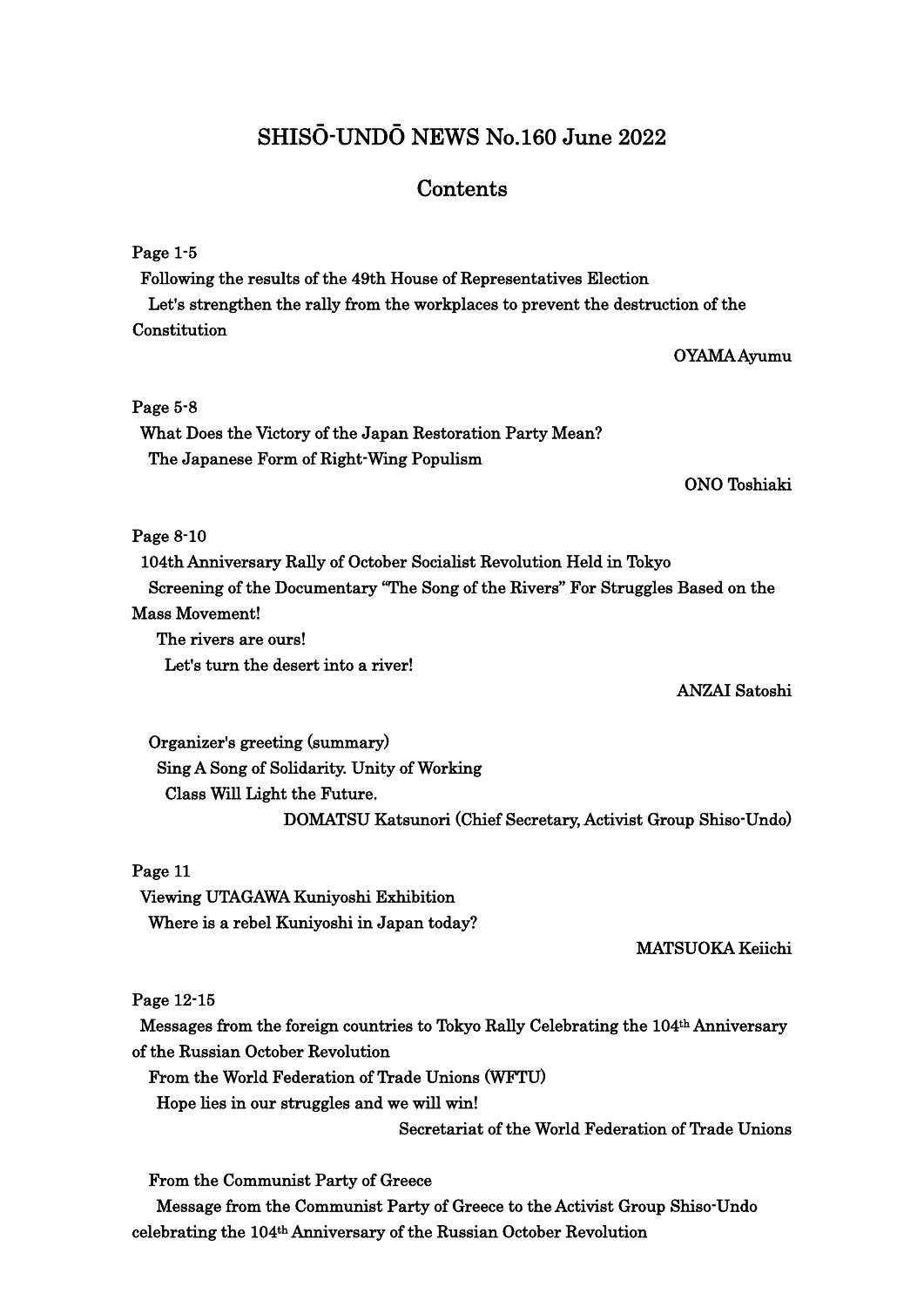# SHISŌ-UNDŌ NEWS No.160 June 2022

## Contents

Page 1-5

Following the results of the 49th House of Representatives Election

Let's strengthen the rally from the workplaces to prevent the destruction of the Constitution

OYAMA Ayumu

Page 5-8

What Does the Victory of the Japan Restoration Party Mean?

The Japanese Form of Right-Wing Populism

ONO Toshiaki

Page 8-10

104th Anniversary Rally of October Socialist Revolution Held in Tokyo

Screening of the Documentary "The Song of the Rivers" For Struggles Based on the Mass Movement!

The rivers are ours!

Let's turn the desert into a river!

ANZAI Satoshi

Organizer's greeting (summary)

Sing A Song of Solidarity. Unity of Working Class Will Light the Future.

DOMATSU Katsunori (Chief Secretary, Activist Group Shiso-Undo)

Page 11

Viewing UTAGAWA Kuniyoshi Exhibition

Where is a rebel Kuniyoshi in Japan today?

MATSUOKA Keiichi

Page 12-15

Messages from the foreign countries to Tokyo Rally Celebrating the 104th Anniversary of the Russian October Revolution

From the World Federation of Trade Unions (WFTU)

Hope lies in our struggles and we will win!

Secretariat of the World Federation of Trade Unions

From the Communist Party of Greece

Message from the Communist Party of Greece to the Activist Group Shiso-Undo celebrating the 104th Anniversary of the Russian October Revolution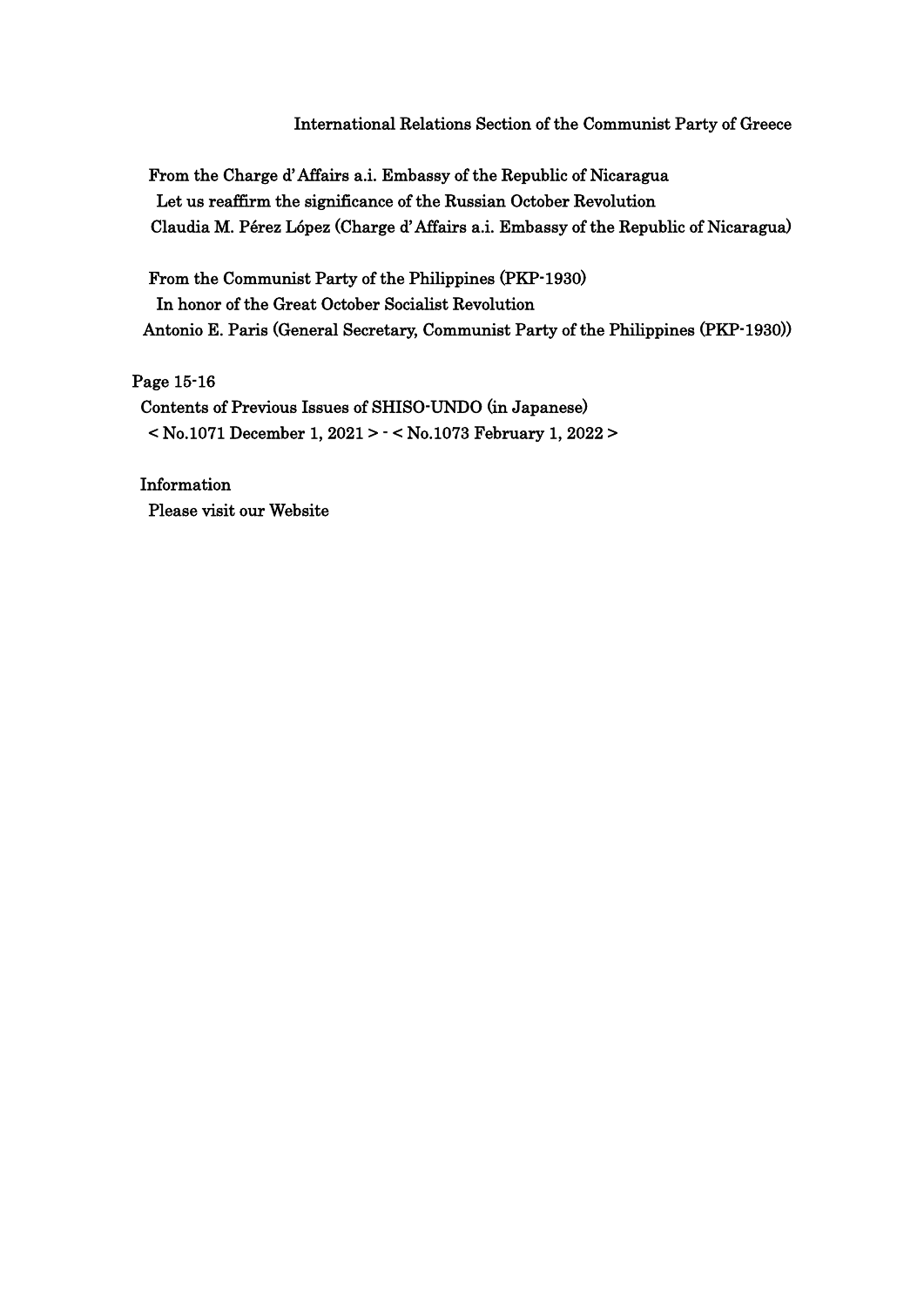International Relations Section of the Communist Party of Greece

From the Charge d' Affairs a.i. Embassy of the Republic of Nicaragua
Let us reaffirm the significance of the Russian October Revolution
Claudia M. Pérez López (Charge d' Affairs a.i. Embassy of the Republic of Nicaragua)

From the Communist Party of the Philippines (PKP-1930)
In honor of the Great October Socialist Revolution
Antonio E. Paris (General Secretary, Communist Party of the Philippines (PKP-1930))

Page 15-16
Contents of Previous Issues of SHISO-UNDO (in Japanese)
< No.1071 December 1, 2021 > - < No.1073 February 1, 2022 >

Information
Please visit our Website